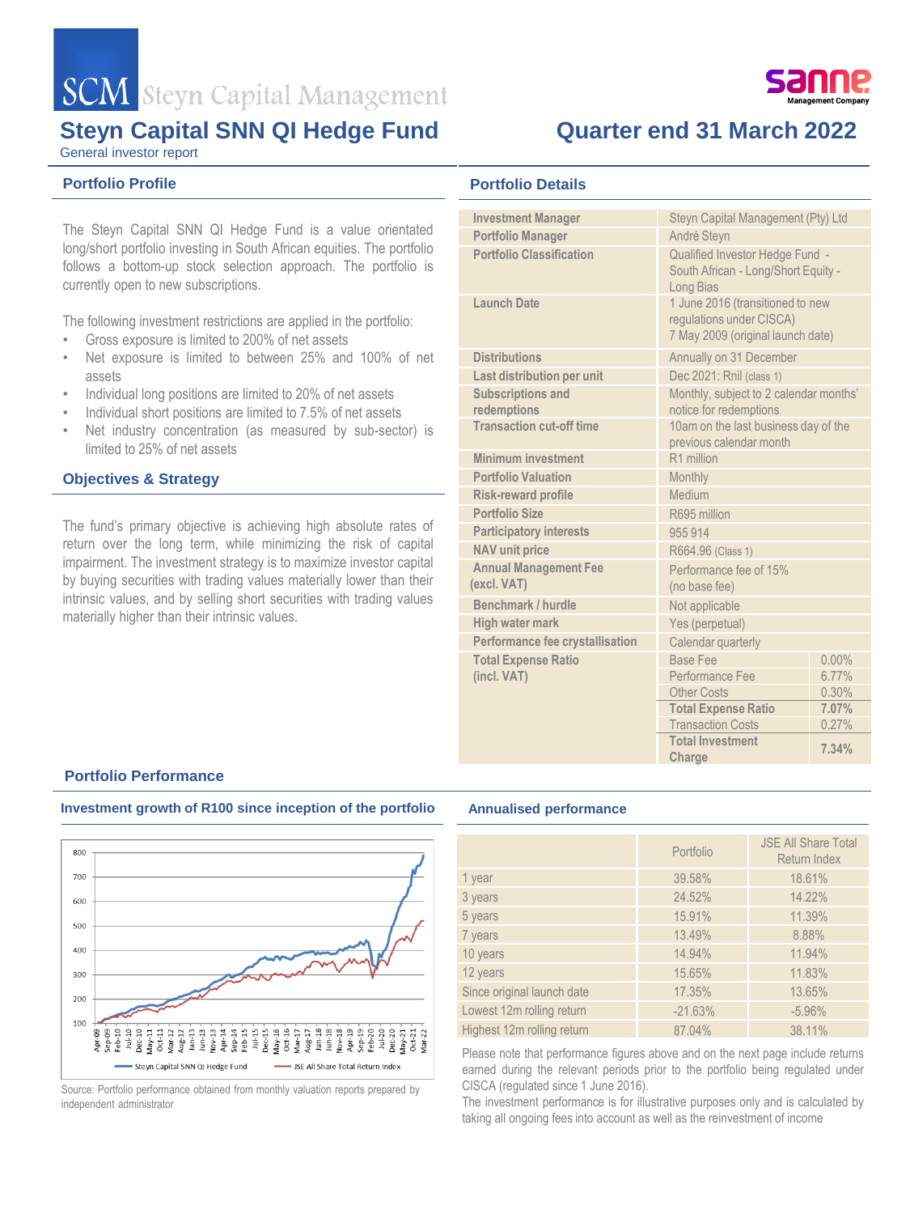SCM Steyn Capital Management

sanne Management Company

# Steyn Capital SNN QI Hedge Fund

# Quarter end 31 March 2022

General investor report

## Portfolio Profile

The Steyn Capital SNN QI Hedge Fund is a value orientated long/short portfolio investing in South African equities. The portfolio follows a bottom-up stock selection approach. The portfolio is currently open to new subscriptions.

The following investment restrictions are applied in the portfolio:

- Gross exposure is limited to 200% of net assets
- Net exposure is limited to between 25% and 100% of net assets
- Individual long positions are limited to 20% of net assets
- Individual short positions are limited to 7.5% of net assets
- Net industry concentration (as measured by sub-sector) is limited to 25% of net assets

## Objectives & Strategy

The fund's primary objective is achieving high absolute rates of return over the long term, while minimizing the risk of capital impairment. The investment strategy is to maximize investor capital by buying securities with trading values materially lower than their intrinsic values, and by selling short securities with trading values materially higher than their intrinsic values.

## Portfolio Details

| | | |
|---|---|---|
| **Investment Manager** | Steyn Capital Management (Pty) Ltd | |
| **Portfolio Manager** | André Steyn | |
| **Portfolio Classification** | Qualified Investor Hedge Fund - South African - Long/Short Equity - Long Bias | |
| **Launch Date** | 1 June 2016 (transitioned to new regulations under CISCA)<br>7 May 2009 (original launch date) | |
| **Distributions** | Annually on 31 December | |
| **Last distribution per unit** | Dec 2021: Rnil (class 1) | |
| **Subscriptions and redemptions** | Monthly, subject to 2 calendar months' notice for redemptions | |
| **Transaction cut-off time** | 10am on the last business day of the previous calendar month | |
| **Minimum investment** | R1 million | |
| **Portfolio Valuation** | Monthly | |
| **Risk-reward profile** | Medium | |
| **Portfolio Size** | R695 million | |
| **Participatory interests** | 955 914 | |
| **NAV unit price** | R664.96 (Class 1) | |
| **Annual Management Fee (excl. VAT)** | Performance fee of 15% (no base fee) | |
| **Benchmark / hurdle** | Not applicable | |
| **High water mark** | Yes (perpetual) | |
| **Performance fee crystallisation** | Calendar quarterly | |
| **Total Expense Ratio (incl. VAT)** | Base Fee | 0.00% |
| | Performance Fee | 6.77% |
| | Other Costs | 0.30% |
| | **Total Expense Ratio** | **7.07%** |
| | Transaction Costs | 0.27% |
| | **Total Investment Charge** | **7.34%** |

## Portfolio Performance

### Investment growth of R100 since inception of the portfolio

800
700
600
500
400
300
200
100

Apr-09 Sep-09 Feb-10 Jul-10 Dec-10 May-11 Oct-11 Mar-12 Aug-12 Jan-13 Jun-13 Nov-13 Apr-14 Sep-14 Feb-15 Jul-15 Dec-15 May-16 Oct-16 Mar-17 Aug-17 Jan-18 Jun-18 Nov-18 Apr-19 Sep-19 Feb-20 Jul-20 Dec-20 May-21 Oct-21 Mar-22

Steyn Capital SNN QI Hedge Fund — JSE All Share Total Return Index

Source: Portfolio performance obtained from monthly valuation reports prepared by independent administrator

### Annualised performance

| | Portfolio | JSE All Share Total Return Index |
|---|---|---|
| 1 year | 39.58% | 18.61% |
| 3 years | 24.52% | 14.22% |
| 5 years | 15.91% | 11.39% |
| 7 years | 13.49% | 8.88% |
| 10 years | 14.94% | 11.94% |
| 12 years | 15.65% | 11.83% |
| Since original launch date | 17.35% | 13.65% |
| Lowest 12m rolling return | -21.63% | -5.96% |
| Highest 12m rolling return | 87.04% | 38.11% |

Please note that performance figures above and on the next page include returns earned during the relevant periods prior to the portfolio being regulated under CISCA (regulated since 1 June 2016).

The investment performance is for illustrative purposes only and is calculated by taking all ongoing fees into account as well as the reinvestment of income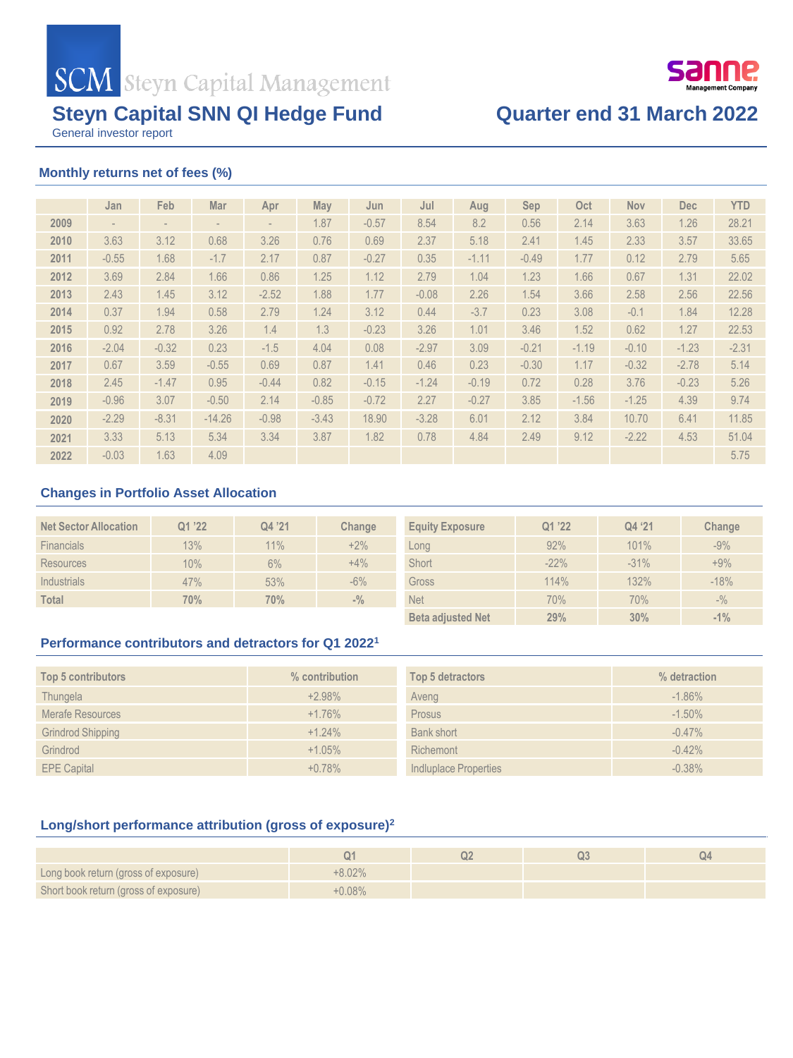SCM Steyn Capital Management

sanne Management Company

# Steyn Capital SNN QI Hedge Fund

# Quarter end 31 March 2022

General investor report

## Monthly returns net of fees (%)

| | Jan | Feb | Mar | Apr | May | Jun | Jul | Aug | Sep | Oct | Nov | Dec | YTD |
|---|---|---|---|---|---|---|---|---|---|---|---|---|---|
| 2009 | - | - | - | - | 1.87 | -0.57 | 8.54 | 8.2 | 0.56 | 2.14 | 3.63 | 1.26 | 28.21 |
| 2010 | 3.63 | 3.12 | 0.68 | 3.26 | 0.76 | 0.69 | 2.37 | 5.18 | 2.41 | 1.45 | 2.33 | 3.57 | 33.65 |
| 2011 | -0.55 | 1.68 | -1.7 | 2.17 | 0.87 | -0.27 | 0.35 | -1.11 | -0.49 | 1.77 | 0.12 | 2.79 | 5.65 |
| 2012 | 3.69 | 2.84 | 1.66 | 0.86 | 1.25 | 1.12 | 2.79 | 1.04 | 1.23 | 1.66 | 0.67 | 1.31 | 22.02 |
| 2013 | 2.43 | 1.45 | 3.12 | -2.52 | 1.88 | 1.77 | -0.08 | 2.26 | 1.54 | 3.66 | 2.58 | 2.56 | 22.56 |
| 2014 | 0.37 | 1.94 | 0.58 | 2.79 | 1.24 | 3.12 | 0.44 | -3.7 | 0.23 | 3.08 | -0.1 | 1.84 | 12.28 |
| 2015 | 0.92 | 2.78 | 3.26 | 1.4 | 1.3 | -0.23 | 3.26 | 1.01 | 3.46 | 1.52 | 0.62 | 1.27 | 22.53 |
| 2016 | -2.04 | -0.32 | 0.23 | -1.5 | 4.04 | 0.08 | -2.97 | 3.09 | -0.21 | -1.19 | -0.10 | -1.23 | -2.31 |
| 2017 | 0.67 | 3.59 | -0.55 | 0.69 | 0.87 | 1.41 | 0.46 | 0.23 | -0.30 | 1.17 | -0.32 | -2.78 | 5.14 |
| 2018 | 2.45 | -1.47 | 0.95 | -0.44 | 0.82 | -0.15 | -1.24 | -0.19 | 0.72 | 0.28 | 3.76 | -0.23 | 5.26 |
| 2019 | -0.96 | 3.07 | -0.50 | 2.14 | -0.85 | -0.72 | 2.27 | -0.27 | 3.85 | -1.56 | -1.25 | 4.39 | 9.74 |
| 2020 | -2.29 | -8.31 | -14.26 | -0.98 | -3.43 | 18.90 | -3.28 | 6.01 | 2.12 | 3.84 | 10.70 | 6.41 | 11.85 |
| 2021 | 3.33 | 5.13 | 5.34 | 3.34 | 3.87 | 1.82 | 0.78 | 4.84 | 2.49 | 9.12 | -2.22 | 4.53 | 51.04 |
| 2022 | -0.03 | 1.63 | 4.09 | | | | | | | | | | 5.75 |

## Changes in Portfolio Asset Allocation

| Net Sector Allocation | Q1 '22 | Q4 '21 | Change |
|---|---|---|---|
| Financials | 13% | 11% | +2% |
| Resources | 10% | 6% | +4% |
| Industrials | 47% | 53% | -6% |
| **Total** | **70%** | **70%** | **-%** |

| Equity Exposure | Q1 '22 | Q4 '21 | Change |
|---|---|---|---|
| Long | 92% | 101% | -9% |
| Short | -22% | -31% | +9% |
| Gross | 114% | 132% | -18% |
| Net | 70% | 70% | -% |
| **Beta adjusted Net** | **29%** | **30%** | **-1%** |

## Performance contributors and detractors for Q1 2022[1]

| Top 5 contributors | % contribution |
|---|---|
| Thungela | +2.98% |
| Merafe Resources | +1.76% |
| Grindrod Shipping | +1.24% |
| Grindrod | +1.05% |
| EPE Capital | +0.78% |

| Top 5 detractors | % detraction |
|---|---|
| Aveng | -1.86% |
| Prosus | -1.50% |
| Bank short | -0.47% |
| Richemont | -0.42% |
| Indluplace Properties | -0.38% |

## Long/short performance attribution (gross of exposure)[2]

| | Q1 | Q2 | Q3 | Q4 |
|---|---|---|---|---|
| Long book return (gross of exposure) | +8.02% | | | |
| Short book return (gross of exposure) | +0.08% | | | |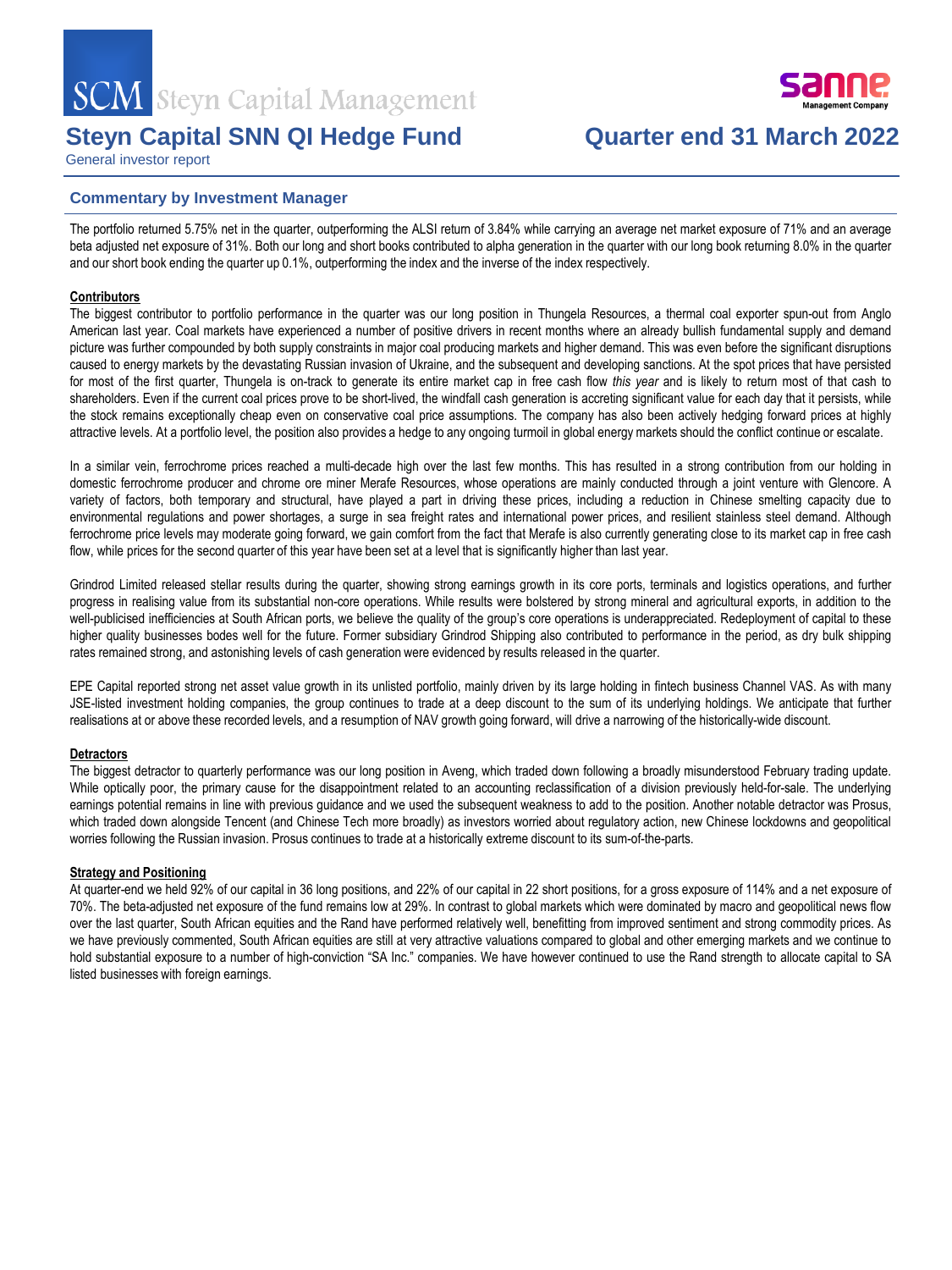# Steyn Capital SNN QI Hedge Fund

**Quarter end 31 March 2022**

General investor report

## Commentary by Investment Manager

The portfolio returned 5.75% net in the quarter, outperforming the ALSI return of 3.84% while carrying an average net market exposure of 71% and an average beta adjusted net exposure of 31%. Both our long and short books contributed to alpha generation in the quarter with our long book returning 8.0% in the quarter and our short book ending the quarter up 0.1%, outperforming the index and the inverse of the index respectively.

### Contributors

The biggest contributor to portfolio performance in the quarter was our long position in Thungela Resources, a thermal coal exporter spun-out from Anglo American last year. Coal markets have experienced a number of positive drivers in recent months where an already bullish fundamental supply and demand picture was further compounded by both supply constraints in major coal producing markets and higher demand. This was even before the significant disruptions caused to energy markets by the devastating Russian invasion of Ukraine, and the subsequent and developing sanctions. At the spot prices that have persisted for most of the first quarter, Thungela is on-track to generate its entire market cap in free cash flow *this year* and is likely to return most of that cash to shareholders. Even if the current coal prices prove to be short-lived, the windfall cash generation is accreting significant value for each day that it persists, while the stock remains exceptionally cheap even on conservative coal price assumptions. The company has also been actively hedging forward prices at highly attractive levels. At a portfolio level, the position also provides a hedge to any ongoing turmoil in global energy markets should the conflict continue or escalate.

In a similar vein, ferrochrome prices reached a multi-decade high over the last few months. This has resulted in a strong contribution from our holding in domestic ferrochrome producer and chrome ore miner Merafe Resources, whose operations are mainly conducted through a joint venture with Glencore. A variety of factors, both temporary and structural, have played a part in driving these prices, including a reduction in Chinese smelting capacity due to environmental regulations and power shortages, a surge in sea freight rates and international power prices, and resilient stainless steel demand. Although ferrochrome price levels may moderate going forward, we gain comfort from the fact that Merafe is also currently generating close to its market cap in free cash flow, while prices for the second quarter of this year have been set at a level that is significantly higher than last year.

Grindrod Limited released stellar results during the quarter, showing strong earnings growth in its core ports, terminals and logistics operations, and further progress in realising value from its substantial non-core operations. While results were bolstered by strong mineral and agricultural exports, in addition to the well-publicised inefficiencies at South African ports, we believe the quality of the group's core operations is underappreciated. Redeployment of capital to these higher quality businesses bodes well for the future. Former subsidiary Grindrod Shipping also contributed to performance in the period, as dry bulk shipping rates remained strong, and astonishing levels of cash generation were evidenced by results released in the quarter.

EPE Capital reported strong net asset value growth in its unlisted portfolio, mainly driven by its large holding in fintech business Channel VAS. As with many JSE-listed investment holding companies, the group continues to trade at a deep discount to the sum of its underlying holdings. We anticipate that further realisations at or above these recorded levels, and a resumption of NAV growth going forward, will drive a narrowing of the historically-wide discount.

### Detractors

The biggest detractor to quarterly performance was our long position in Aveng, which traded down following a broadly misunderstood February trading update. While optically poor, the primary cause for the disappointment related to an accounting reclassification of a division previously held-for-sale. The underlying earnings potential remains in line with previous guidance and we used the subsequent weakness to add to the position. Another notable detractor was Prosus, which traded down alongside Tencent (and Chinese Tech more broadly) as investors worried about regulatory action, new Chinese lockdowns and geopolitical worries following the Russian invasion. Prosus continues to trade at a historically extreme discount to its sum-of-the-parts.

### Strategy and Positioning

At quarter-end we held 92% of our capital in 36 long positions, and 22% of our capital in 22 short positions, for a gross exposure of 114% and a net exposure of 70%. The beta-adjusted net exposure of the fund remains low at 29%. In contrast to global markets which were dominated by macro and geopolitical news flow over the last quarter, South African equities and the Rand have performed relatively well, benefitting from improved sentiment and strong commodity prices. As we have previously commented, South African equities are still at very attractive valuations compared to global and other emerging markets and we continue to hold substantial exposure to a number of high-conviction "SA Inc." companies. We have however continued to use the Rand strength to allocate capital to SA listed businesses with foreign earnings.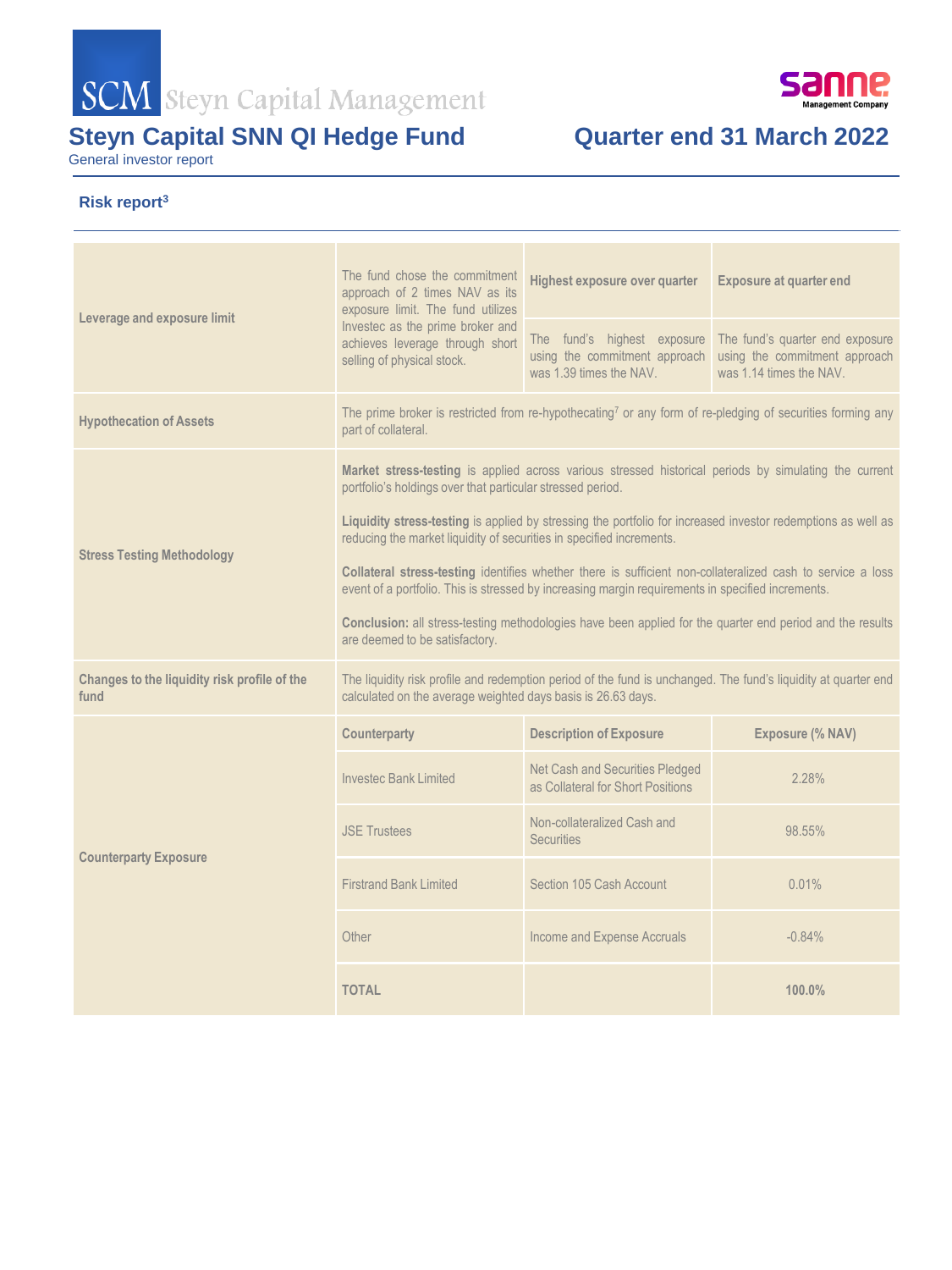SCM Steyn Capital Management

sanne Management Company

# Steyn Capital SNN QI Hedge Fund

General investor report

# Quarter end 31 March 2022

## Risk report[3]

| | | | |
|---|---|---|---|
| **Leverage and exposure limit** | The fund chose the commitment approach of 2 times NAV as its exposure limit. The fund utilizes Investec as the prime broker and achieves leverage through short selling of physical stock. | **Highest exposure over quarter**<br>The fund's highest exposure using the commitment approach was 1.39 times the NAV. | **Exposure at quarter end**<br>The fund's quarter end exposure using the commitment approach was 1.14 times the NAV. |
| **Hypothecation of Assets** | The prime broker is restricted from re-hypothecating[7] or any form of re-pledging of securities forming any part of collateral. | | |
| **Stress Testing Methodology** | **Market stress-testing** is applied across various stressed historical periods by simulating the current portfolio's holdings over that particular stressed period.<br><br>**Liquidity stress-testing** is applied by stressing the portfolio for increased investor redemptions as well as reducing the market liquidity of securities in specified increments.<br><br>**Collateral stress-testing** identifies whether there is sufficient non-collateralized cash to service a loss event of a portfolio. This is stressed by increasing margin requirements in specified increments.<br><br>**Conclusion:** all stress-testing methodologies have been applied for the quarter end period and the results are deemed to be satisfactory. | | |
| **Changes to the liquidity risk profile of the fund** | The liquidity risk profile and redemption period of the fund is unchanged. The fund's liquidity at quarter end calculated on the average weighted days basis is 26.63 days. | | |
| **Counterparty Exposure** | **Counterparty** | **Description of Exposure** | **Exposure (% NAV)** |
| | Investec Bank Limited | Net Cash and Securities Pledged as Collateral for Short Positions | 2.28% |
| | JSE Trustees | Non-collateralized Cash and Securities | 98.55% |
| | Firstrand Bank Limited | Section 105 Cash Account | 0.01% |
| | Other | Income and Expense Accruals | -0.84% |
| | **TOTAL** | | **100.0%** |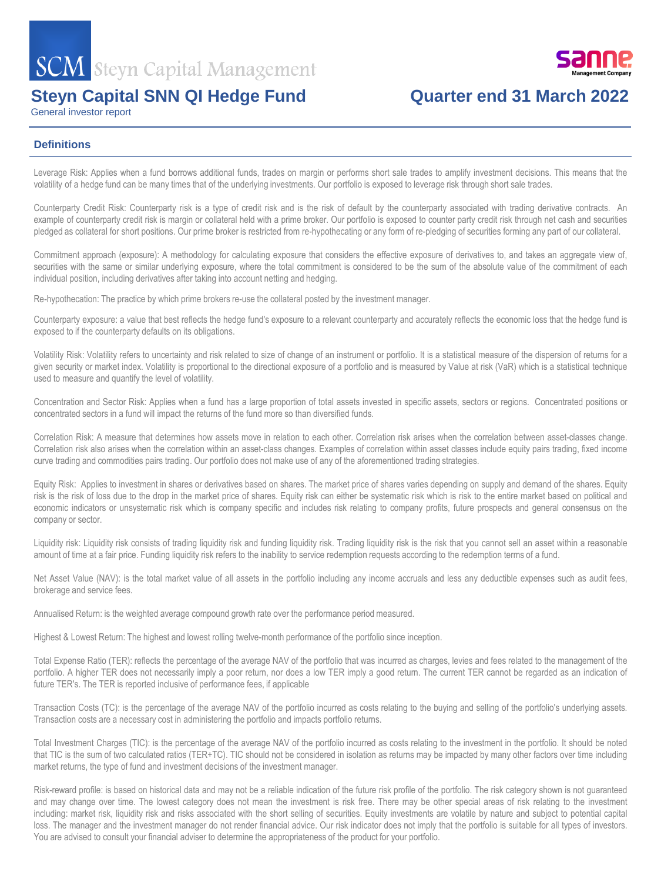# Steyn Capital SNN QI Hedge Fund

General investor report

**Quarter end 31 March 2022**

## Definitions

Leverage Risk: Applies when a fund borrows additional funds, trades on margin or performs short sale trades to amplify investment decisions. This means that the volatility of a hedge fund can be many times that of the underlying investments. Our portfolio is exposed to leverage risk through short sale trades.

Counterparty Credit Risk: Counterparty risk is a type of credit risk and is the risk of default by the counterparty associated with trading derivative contracts. An example of counterparty credit risk is margin or collateral held with a prime broker. Our portfolio is exposed to counter party credit risk through net cash and securities pledged as collateral for short positions. Our prime broker is restricted from re-hypothecating or any form of re-pledging of securities forming any part of our collateral.

Commitment approach (exposure): A methodology for calculating exposure that considers the effective exposure of derivatives to, and takes an aggregate view of, securities with the same or similar underlying exposure, where the total commitment is considered to be the sum of the absolute value of the commitment of each individual position, including derivatives after taking into account netting and hedging.

Re-hypothecation: The practice by which prime brokers re-use the collateral posted by the investment manager.

Counterparty exposure: a value that best reflects the hedge fund's exposure to a relevant counterparty and accurately reflects the economic loss that the hedge fund is exposed to if the counterparty defaults on its obligations.

Volatility Risk: Volatility refers to uncertainty and risk related to size of change of an instrument or portfolio. It is a statistical measure of the dispersion of returns for a given security or market index. Volatility is proportional to the directional exposure of a portfolio and is measured by Value at risk (VaR) which is a statistical technique used to measure and quantify the level of volatility.

Concentration and Sector Risk: Applies when a fund has a large proportion of total assets invested in specific assets, sectors or regions. Concentrated positions or concentrated sectors in a fund will impact the returns of the fund more so than diversified funds.

Correlation Risk: A measure that determines how assets move in relation to each other. Correlation risk arises when the correlation between asset-classes change. Correlation risk also arises when the correlation within an asset-class changes. Examples of correlation within asset classes include equity pairs trading, fixed income curve trading and commodities pairs trading. Our portfolio does not make use of any of the aforementioned trading strategies.

Equity Risk: Applies to investment in shares or derivatives based on shares. The market price of shares varies depending on supply and demand of the shares. Equity risk is the risk of loss due to the drop in the market price of shares. Equity risk can either be systematic risk which is risk to the entire market based on political and economic indicators or unsystematic risk which is company specific and includes risk relating to company profits, future prospects and general consensus on the company or sector.

Liquidity risk: Liquidity risk consists of trading liquidity risk and funding liquidity risk. Trading liquidity risk is the risk that you cannot sell an asset within a reasonable amount of time at a fair price. Funding liquidity risk refers to the inability to service redemption requests according to the redemption terms of a fund.

Net Asset Value (NAV): is the total market value of all assets in the portfolio including any income accruals and less any deductible expenses such as audit fees, brokerage and service fees.

Annualised Return: is the weighted average compound growth rate over the performance period measured.

Highest & Lowest Return: The highest and lowest rolling twelve-month performance of the portfolio since inception.

Total Expense Ratio (TER): reflects the percentage of the average NAV of the portfolio that was incurred as charges, levies and fees related to the management of the portfolio. A higher TER does not necessarily imply a poor return, nor does a low TER imply a good return. The current TER cannot be regarded as an indication of future TER's. The TER is reported inclusive of performance fees, if applicable

Transaction Costs (TC): is the percentage of the average NAV of the portfolio incurred as costs relating to the buying and selling of the portfolio's underlying assets. Transaction costs are a necessary cost in administering the portfolio and impacts portfolio returns.

Total Investment Charges (TIC): is the percentage of the average NAV of the portfolio incurred as costs relating to the investment in the portfolio. It should be noted that TIC is the sum of two calculated ratios (TER+TC). TIC should not be considered in isolation as returns may be impacted by many other factors over time including market returns, the type of fund and investment decisions of the investment manager.

Risk-reward profile: is based on historical data and may not be a reliable indication of the future risk profile of the portfolio. The risk category shown is not guaranteed and may change over time. The lowest category does not mean the investment is risk free. There may be other special areas of risk relating to the investment including: market risk, liquidity risk and risks associated with the short selling of securities. Equity investments are volatile by nature and subject to potential capital loss. The manager and the investment manager do not render financial advice. Our risk indicator does not imply that the portfolio is suitable for all types of investors. You are advised to consult your financial adviser to determine the appropriateness of the product for your portfolio.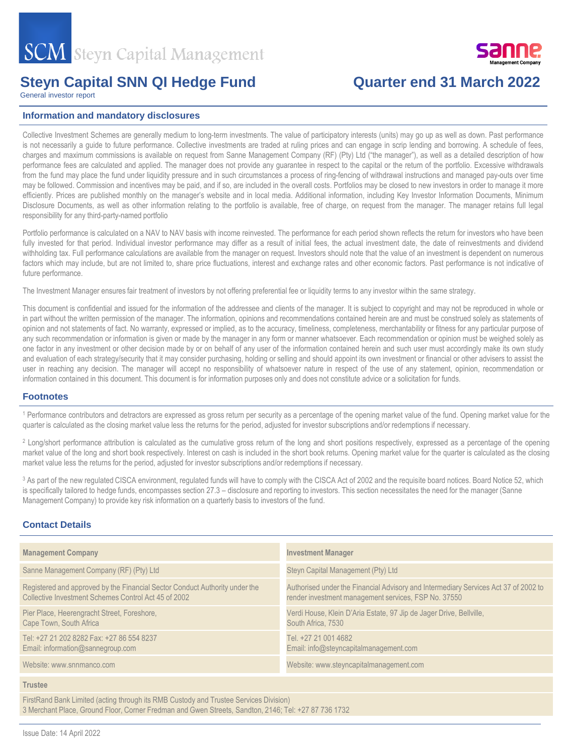SCM Steyn Capital Management

sanne Management Company

# Steyn Capital SNN QI Hedge Fund

# Quarter end 31 March 2022

General investor report

## Information and mandatory disclosures

Collective Investment Schemes are generally medium to long-term investments. The value of participatory interests (units) may go up as well as down. Past performance is not necessarily a guide to future performance. Collective investments are traded at ruling prices and can engage in scrip lending and borrowing. A schedule of fees, charges and maximum commissions is available on request from Sanne Management Company (RF) (Pty) Ltd ("the manager"), as well as a detailed description of how performance fees are calculated and applied. The manager does not provide any guarantee in respect to the capital or the return of the portfolio. Excessive withdrawals from the fund may place the fund under liquidity pressure and in such circumstances a process of ring-fencing of withdrawal instructions and managed pay-outs over time may be followed. Commission and incentives may be paid, and if so, are included in the overall costs. Portfolios may be closed to new investors in order to manage it more efficiently. Prices are published monthly on the manager's website and in local media. Additional information, including Key Investor Information Documents, Minimum Disclosure Documents, as well as other information relating to the portfolio is available, free of charge, on request from the manager. The manager retains full legal responsibility for any third-party-named portfolio

Portfolio performance is calculated on a NAV to NAV basis with income reinvested. The performance for each period shown reflects the return for investors who have been fully invested for that period. Individual investor performance may differ as a result of initial fees, the actual investment date, the date of reinvestments and dividend withholding tax. Full performance calculations are available from the manager on request. Investors should note that the value of an investment is dependent on numerous factors which may include, but are not limited to, share price fluctuations, interest and exchange rates and other economic factors. Past performance is not indicative of future performance.

The Investment Manager ensures fair treatment of investors by not offering preferential fee or liquidity terms to any investor within the same strategy.

This document is confidential and issued for the information of the addressee and clients of the manager. It is subject to copyright and may not be reproduced in whole or in part without the written permission of the manager. The information, opinions and recommendations contained herein are and must be construed solely as statements of opinion and not statements of fact. No warranty, expressed or implied, as to the accuracy, timeliness, completeness, merchantability or fitness for any particular purpose of any such recommendation or information is given or made by the manager in any form or manner whatsoever. Each recommendation or opinion must be weighed solely as one factor in any investment or other decision made by or on behalf of any user of the information contained herein and such user must accordingly make its own study and evaluation of each strategy/security that it may consider purchasing, holding or selling and should appoint its own investment or financial or other advisers to assist the user in reaching any decision. The manager will accept no responsibility of whatsoever nature in respect of the use of any statement, opinion, recommendation or information contained in this document. This document is for information purposes only and does not constitute advice or a solicitation for funds.

## Footnotes

[1] Performance contributors and detractors are expressed as gross return per security as a percentage of the opening market value of the fund. Opening market value for the quarter is calculated as the closing market value less the returns for the period, adjusted for investor subscriptions and/or redemptions if necessary.

[2] Long/short performance attribution is calculated as the cumulative gross return of the long and short positions respectively, expressed as a percentage of the opening market value of the long and short book respectively. Interest on cash is included in the short book returns. Opening market value for the quarter is calculated as the closing market value less the returns for the period, adjusted for investor subscriptions and/or redemptions if necessary.

[3] As part of the new regulated CISCA environment, regulated funds will have to comply with the CISCA Act of 2002 and the requisite board notices. Board Notice 52, which is specifically tailored to hedge funds, encompasses section 27.3 – disclosure and reporting to investors. This section necessitates the need for the manager (Sanne Management Company) to provide key risk information on a quarterly basis to investors of the fund.

## Contact Details

| Management Company | Investment Manager |
|---|---|
| Sanne Management Company (RF) (Pty) Ltd | Steyn Capital Management (Pty) Ltd |
| Registered and approved by the Financial Sector Conduct Authority under the Collective Investment Schemes Control Act 45 of 2002 | Authorised under the Financial Advisory and Intermediary Services Act 37 of 2002 to render investment management services, FSP No. 37550 |
| Pier Place, Heerengracht Street, Foreshore, Cape Town, South Africa | Verdi House, Klein D'Aria Estate, 97 Jip de Jager Drive, Bellville, South Africa, 7530 |
| Tel: +27 21 202 8282 Fax: +27 86 554 8237 Email: information@sannegroup.com | Tel. +27 21 001 4682 Email: info@steyncapitalmanagement.com |
| Website: www.snnmanco.com | Website: www.steyncapitalmanagement.com |

| Trustee |
|---|
| FirstRand Bank Limited (acting through its RMB Custody and Trustee Services Division) 3 Merchant Place, Ground Floor, Corner Fredman and Gwen Streets, Sandton, 2146; Tel: +27 87 736 1732 |

Issue Date: 14 April 2022